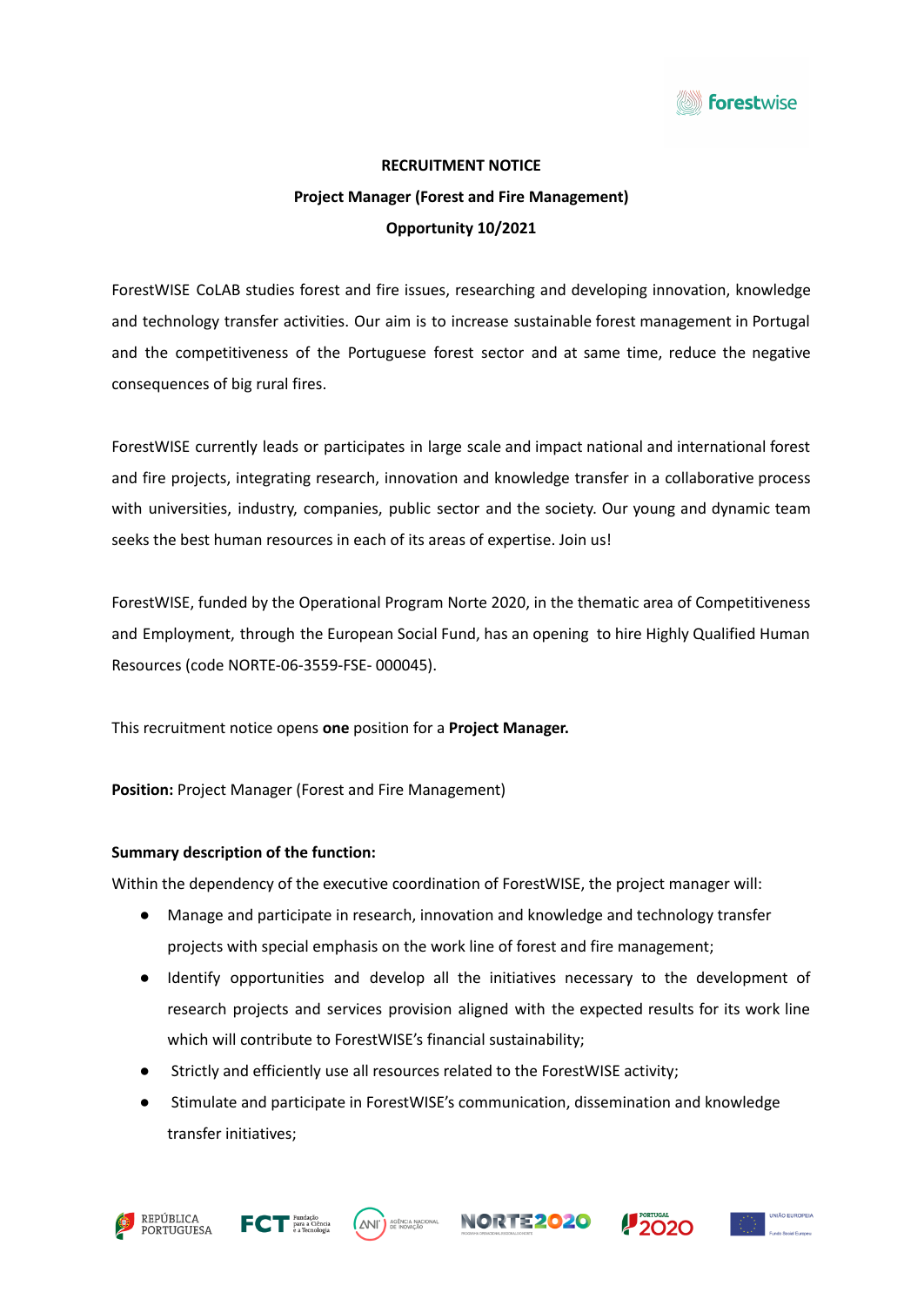# RECRUITMENT NOTICE

## Project Manager (Forest and Fire Management)

## Opportunity 10/2021

ForestWISE CoLAB studies forest and fire issues, researching and developing innovation, knowledge and technology transfer activities. Our aim is to increase sustainable forest management in Portugal and the competitiveness of the Portuguese forest sector and at same time, reduce the negative consequences of big rural fires.

ForestWISE currently leads or participates in large scale and impact national and international forest and fire projects, integrating research, innovation and knowledge transfer in a collaborative process with universities, industry, companies, public sector and the society. Our young and dynamic team seeks the best human resources in each of its areas of expertise. Join us!

ForestWISE, funded by the Operational Program Norte 2020, in the thematic area of Competitiveness and Employment, through the European Social Fund, has an opening to hire Highly Qualified Human Resources (code NORTE-06-3559-FSE- 000045).

This recruitment notice opens **one** position for a **Project Manager.**

**Position:** Project Manager (Forest and Fire Management)

**Summary description of the function:**

Within the dependency of the executive coordination of ForestWISE, the project manager will:

- Manage and participate in research, innovation and knowledge and technology transfer projects with special emphasis on the work line of forest and fire management;
- Identify opportunities and develop all the initiatives necessary to the development of research projects and services provision aligned with the expected results for its work line which will contribute to ForestWISE's financial sustainability;
- Strictly and efficiently use all resources related to the ForestWISE activity;
- Stimulate and participate in ForestWISE's communication, dissemination and knowledge transfer initiatives;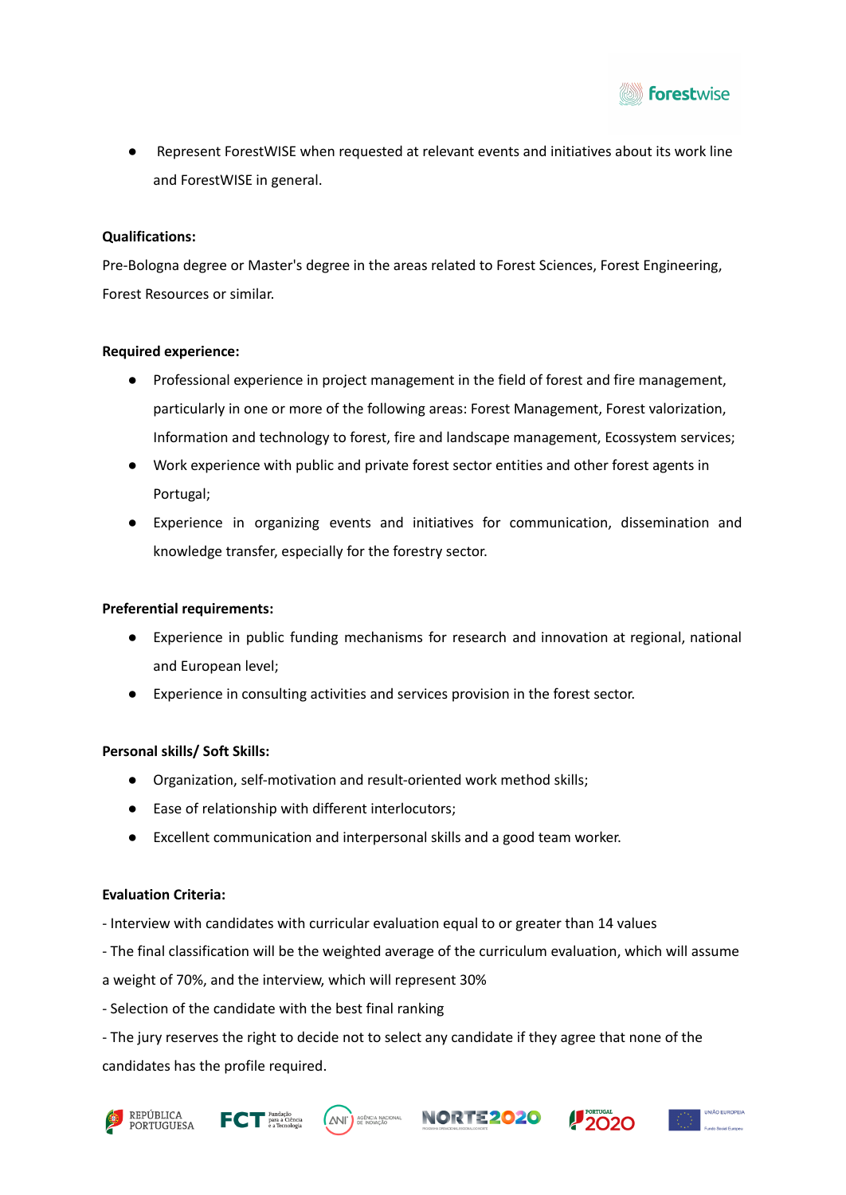- Represent ForestWISE when requested at relevant events and initiatives about its work line and ForestWISE in general.

**Qualifications:**

Pre-Bologna degree or Master's degree in the areas related to Forest Sciences, Forest Engineering, Forest Resources or similar.

**Required experience:**

- Professional experience in project management in the field of forest and fire management, particularly in one or more of the following areas: Forest Management, Forest valorization, Information and technology to forest, fire and landscape management, Ecossystem services;
- Work experience with public and private forest sector entities and other forest agents in Portugal;
- Experience in organizing events and initiatives for communication, dissemination and knowledge transfer, especially for the forestry sector.

**Preferential requirements:**

- Experience in public funding mechanisms for research and innovation at regional, national and European level;
- Experience in consulting activities and services provision in the forest sector.

**Personal skills/ Soft Skills:**

- Organization, self-motivation and result-oriented work method skills;
- Ease of relationship with different interlocutors;
- Excellent communication and interpersonal skills and a good team worker.

**Evaluation Criteria:**

- Interview with candidates with curricular evaluation equal to or greater than 14 values

- The final classification will be the weighted average of the curriculum evaluation, which will assume a weight of 70%, and the interview, which will represent 30%

- Selection of the candidate with the best final ranking

- The jury reserves the right to decide not to select any candidate if they agree that none of the candidates has the profile required.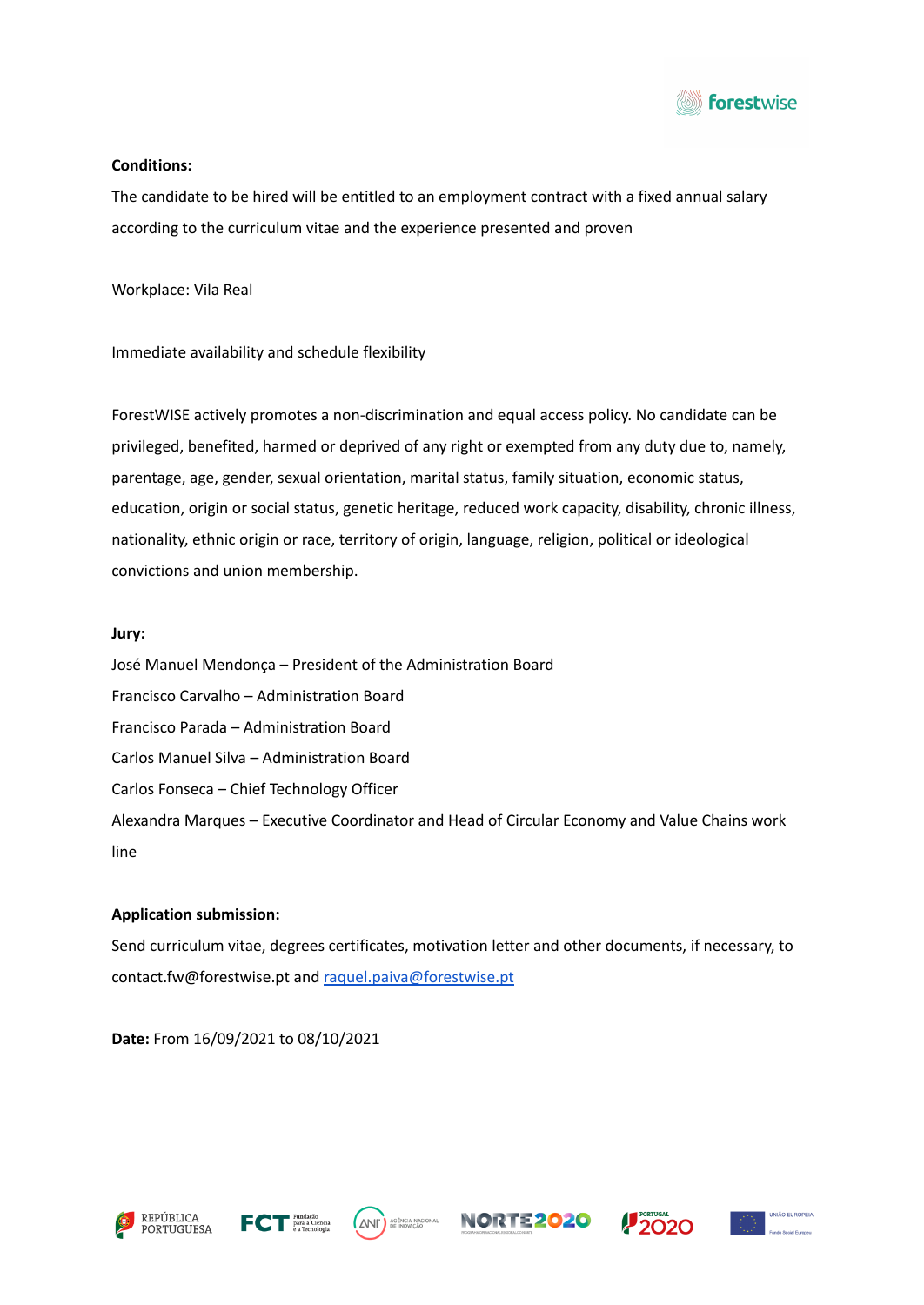**Conditions:**

The candidate to be hired will be entitled to an employment contract with a fixed annual salary according to the curriculum vitae and the experience presented and proven

Workplace: Vila Real

Immediate availability and schedule flexibility

ForestWISE actively promotes a non-discrimination and equal access policy. No candidate can be privileged, benefited, harmed or deprived of any right or exempted from any duty due to, namely, parentage, age, gender, sexual orientation, marital status, family situation, economic status, education, origin or social status, genetic heritage, reduced work capacity, disability, chronic illness, nationality, ethnic origin or race, territory of origin, language, religion, political or ideological convictions and union membership.

**Jury:**

José Manuel Mendonça – President of the Administration Board

Francisco Carvalho – Administration Board

Francisco Parada – Administration Board

Carlos Manuel Silva – Administration Board

Carlos Fonseca – Chief Technology Officer

Alexandra Marques – Executive Coordinator and Head of Circular Economy and Value Chains work line

**Application submission:**

Send curriculum vitae, degrees certificates, motivation letter and other documents, if necessary, to contact.fw@forestwise.pt and raquel.paiva@forestwise.pt

**Date:** From 16/09/2021 to 08/10/2021